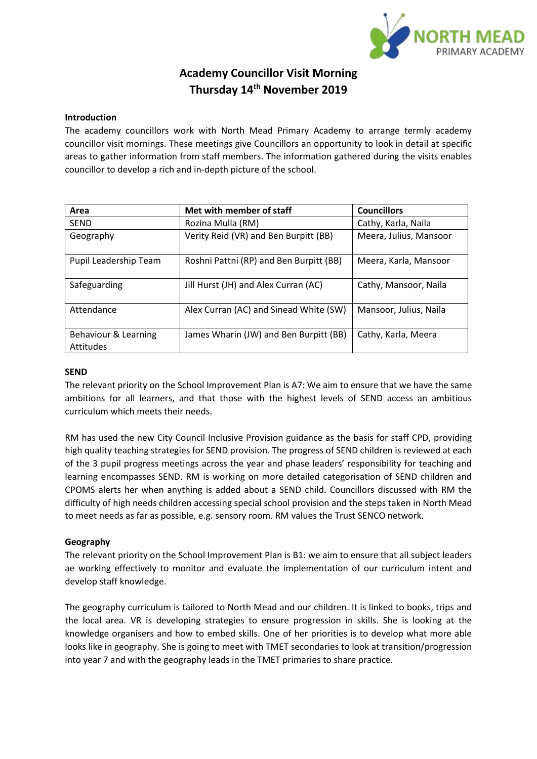# Academy Councillor Visit Morning
## Thursday 14th November 2019

**Introduction**

The academy councillors work with North Mead Primary Academy to arrange termly academy councillor visit mornings. These meetings give Councillors an opportunity to look in detail at specific areas to gather information from staff members. The information gathered during the visits enables councillor to develop a rich and in-depth picture of the school.

| Area | Met with member of staff | Councillors |
|---|---|---|
| SEND | Rozina Mulla (RM) | Cathy, Karla, Naila |
| Geography | Verity Reid (VR) and Ben Burpitt (BB) | Meera, Julius, Mansoor |
| Pupil Leadership Team | Roshni Pattni (RP) and Ben Burpitt (BB) | Meera, Karla, Mansoor |
| Safeguarding | Jill Hurst (JH) and Alex Curran (AC) | Cathy, Mansoor, Naila |
| Attendance | Alex Curran (AC) and Sinead White (SW) | Mansoor, Julius, Naila |
| Behaviour & Learning Attitudes | James Wharin (JW) and Ben Burpitt (BB) | Cathy, Karla, Meera |

**SEND**

The relevant priority on the School Improvement Plan is A7: We aim to ensure that we have the same ambitions for all learners, and that those with the highest levels of SEND access an ambitious curriculum which meets their needs.

RM has used the new City Council Inclusive Provision guidance as the basis for staff CPD, providing high quality teaching strategies for SEND provision. The progress of SEND children is reviewed at each of the 3 pupil progress meetings across the year and phase leaders' responsibility for teaching and learning encompasses SEND. RM is working on more detailed categorisation of SEND children and CPOMS alerts her when anything is added about a SEND child. Councillors discussed with RM the difficulty of high needs children accessing special school provision and the steps taken in North Mead to meet needs as far as possible, e.g. sensory room. RM values the Trust SENCO network.

**Geography**

The relevant priority on the School Improvement Plan is B1: we aim to ensure that all subject leaders ae working effectively to monitor and evaluate the implementation of our curriculum intent and develop staff knowledge.

The geography curriculum is tailored to North Mead and our children. It is linked to books, trips and the local area. VR is developing strategies to ensure progression in skills. She is looking at the knowledge organisers and how to embed skills. One of her priorities is to develop what more able looks like in geography. She is going to meet with TMET secondaries to look at transition/progression into year 7 and with the geography leads in the TMET primaries to share practice.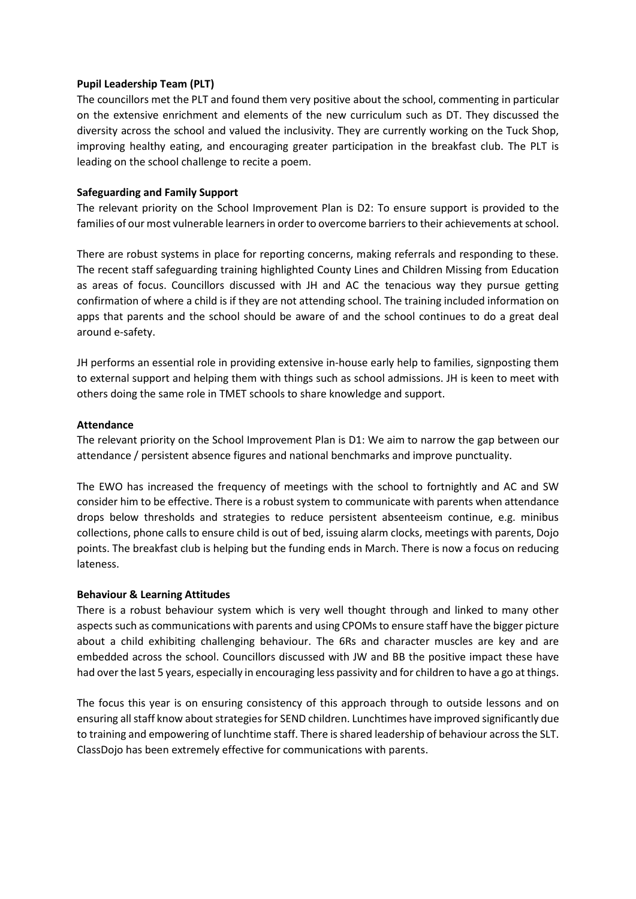**Pupil Leadership Team (PLT)**

The councillors met the PLT and found them very positive about the school, commenting in particular on the extensive enrichment and elements of the new curriculum such as DT. They discussed the diversity across the school and valued the inclusivity. They are currently working on the Tuck Shop, improving healthy eating, and encouraging greater participation in the breakfast club. The PLT is leading on the school challenge to recite a poem.

**Safeguarding and Family Support**

The relevant priority on the School Improvement Plan is D2: To ensure support is provided to the families of our most vulnerable learners in order to overcome barriers to their achievements at school.

There are robust systems in place for reporting concerns, making referrals and responding to these. The recent staff safeguarding training highlighted County Lines and Children Missing from Education as areas of focus. Councillors discussed with JH and AC the tenacious way they pursue getting confirmation of where a child is if they are not attending school. The training included information on apps that parents and the school should be aware of and the school continues to do a great deal around e-safety.

JH performs an essential role in providing extensive in-house early help to families, signposting them to external support and helping them with things such as school admissions. JH is keen to meet with others doing the same role in TMET schools to share knowledge and support.

**Attendance**

The relevant priority on the School Improvement Plan is D1: We aim to narrow the gap between our attendance / persistent absence figures and national benchmarks and improve punctuality.

The EWO has increased the frequency of meetings with the school to fortnightly and AC and SW consider him to be effective. There is a robust system to communicate with parents when attendance drops below thresholds and strategies to reduce persistent absenteeism continue, e.g. minibus collections, phone calls to ensure child is out of bed, issuing alarm clocks, meetings with parents, Dojo points. The breakfast club is helping but the funding ends in March. There is now a focus on reducing lateness.

**Behaviour & Learning Attitudes**

There is a robust behaviour system which is very well thought through and linked to many other aspects such as communications with parents and using CPOMs to ensure staff have the bigger picture about a child exhibiting challenging behaviour. The 6Rs and character muscles are key and are embedded across the school. Councillors discussed with JW and BB the positive impact these have had over the last 5 years, especially in encouraging less passivity and for children to have a go at things.

The focus this year is on ensuring consistency of this approach through to outside lessons and on ensuring all staff know about strategies for SEND children. Lunchtimes have improved significantly due to training and empowering of lunchtime staff. There is shared leadership of behaviour across the SLT. ClassDojo has been extremely effective for communications with parents.